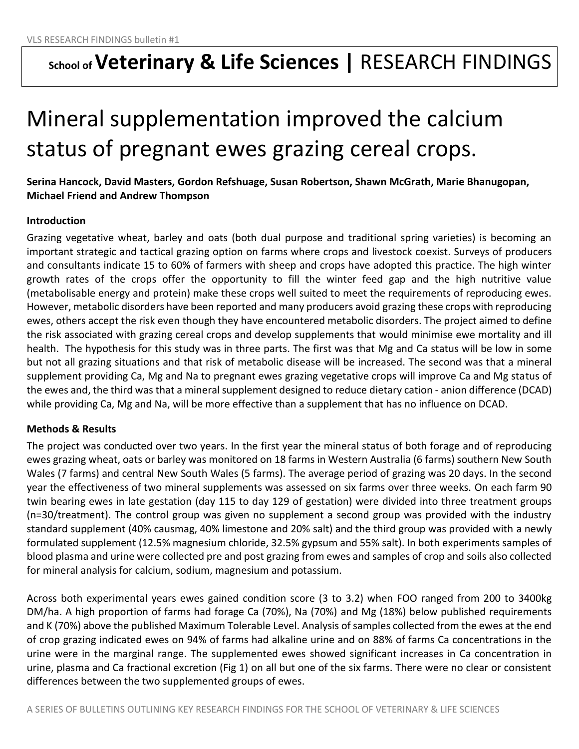# School of Veterinary & Life Sciences | RESEARCH FINDINGS

# Mineral supplementation improved the calcium status of pregnant ewes grazing cereal crops.

**Serina Hancock, David Masters, Gordon Refshuage, Susan Robertson, Shawn McGrath, Marie Bhanugopan, Michael Friend and Andrew Thompson**

### Introduction

Grazing vegetative wheat, barley and oats (both dual purpose and traditional spring varieties) is becoming an important strategic and tactical grazing option on farms where crops and livestock coexist. Surveys of producers and consultants indicate 15 to 60% of farmers with sheep and crops have adopted this practice. The high winter growth rates of the crops offer the opportunity to fill the winter feed gap and the high nutritive value (metabolisable energy and protein) make these crops well suited to meet the requirements of reproducing ewes. However, metabolic disorders have been reported and many producers avoid grazing these crops with reproducing ewes, others accept the risk even though they have encountered metabolic disorders. The project aimed to define the risk associated with grazing cereal crops and develop supplements that would minimise ewe mortality and ill health. The hypothesis for this study was in three parts. The first was that Mg and Ca status will be low in some but not all grazing situations and that risk of metabolic disease will be increased. The second was that a mineral supplement providing Ca, Mg and Na to pregnant ewes grazing vegetative crops will improve Ca and Mg status of the ewes and, the third was that a mineral supplement designed to reduce dietary cation - anion difference (DCAD) while providing Ca, Mg and Na, will be more effective than a supplement that has no influence on DCAD.

### Methods & Results

The project was conducted over two years. In the first year the mineral status of both forage and of reproducing ewes grazing wheat, oats or barley was monitored on 18 farms in Western Australia (6 farms) southern New South Wales (7 farms) and central New South Wales (5 farms). The average period of grazing was 20 days. In the second year the effectiveness of two mineral supplements was assessed on six farms over three weeks. On each farm 90 twin bearing ewes in late gestation (day 115 to day 129 of gestation) were divided into three treatment groups (n=30/treatment). The control group was given no supplement a second group was provided with the industry standard supplement (40% causmag, 40% limestone and 20% salt) and the third group was provided with a newly formulated supplement (12.5% magnesium chloride, 32.5% gypsum and 55% salt). In both experiments samples of blood plasma and urine were collected pre and post grazing from ewes and samples of crop and soils also collected for mineral analysis for calcium, sodium, magnesium and potassium.

Across both experimental years ewes gained condition score (3 to 3.2) when FOO ranged from 200 to 3400kg DM/ha. A high proportion of farms had forage Ca (70%), Na (70%) and Mg (18%) below published requirements and K (70%) above the published Maximum Tolerable Level. Analysis of samples collected from the ewes at the end of crop grazing indicated ewes on 94% of farms had alkaline urine and on 88% of farms Ca concentrations in the urine were in the marginal range. The supplemented ewes showed significant increases in Ca concentration in urine, plasma and Ca fractional excretion (Fig 1) on all but one of the six farms. There were no clear or consistent differences between the two supplemented groups of ewes.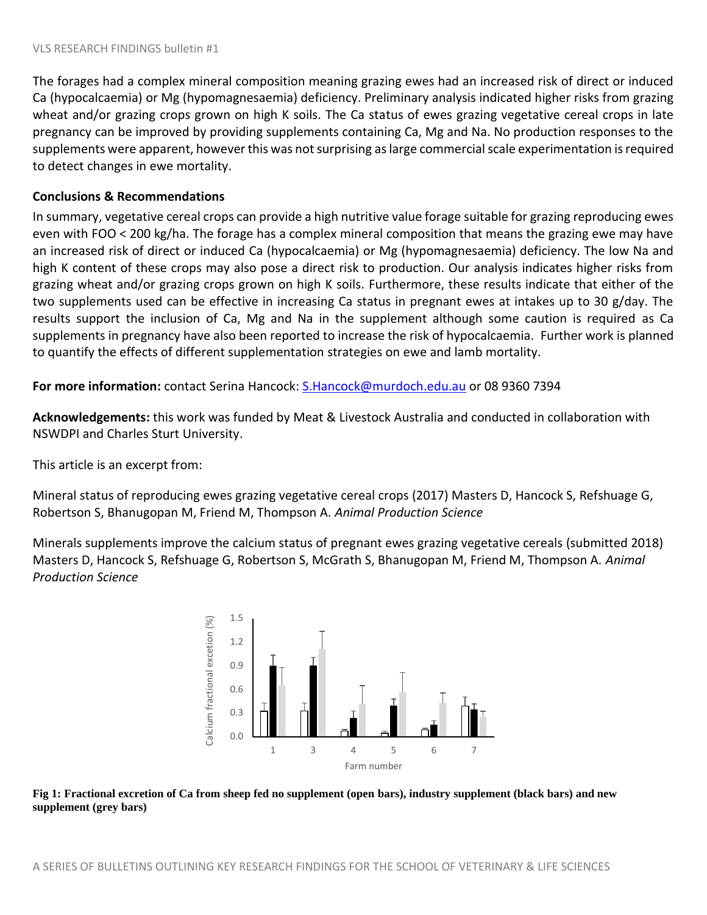The forages had a complex mineral composition meaning grazing ewes had an increased risk of direct or induced Ca (hypocalcaemia) or Mg (hypomagnesaemia) deficiency. Preliminary analysis indicated higher risks from grazing wheat and/or grazing crops grown on high K soils. The Ca status of ewes grazing vegetative cereal crops in late pregnancy can be improved by providing supplements containing Ca, Mg and Na. No production responses to the supplements were apparent, however this was not surprising as large commercial scale experimentation is required to detect changes in ewe mortality.

**Conclusions & Recommendations**

In summary, vegetative cereal crops can provide a high nutritive value forage suitable for grazing reproducing ewes even with FOO < 200 kg/ha. The forage has a complex mineral composition that means the grazing ewe may have an increased risk of direct or induced Ca (hypocalcaemia) or Mg (hypomagnesaemia) deficiency. The low Na and high K content of these crops may also pose a direct risk to production. Our analysis indicates higher risks from grazing wheat and/or grazing crops grown on high K soils. Furthermore, these results indicate that either of the two supplements used can be effective in increasing Ca status in pregnant ewes at intakes up to 30 g/day. The results support the inclusion of Ca, Mg and Na in the supplement although some caution is required as Ca supplements in pregnancy have also been reported to increase the risk of hypocalcaemia. Further work is planned to quantify the effects of different supplementation strategies on ewe and lamb mortality.

**For more information:** contact Serina Hancock: S.Hancock@murdoch.edu.au or 08 9360 7394

**Acknowledgements:** this work was funded by Meat & Livestock Australia and conducted in collaboration with NSWDPI and Charles Sturt University.

This article is an excerpt from:

Mineral status of reproducing ewes grazing vegetative cereal crops (2017) Masters D, Hancock S, Refshuage G, Robertson S, Bhanugopan M, Friend M, Thompson A. *Animal Production Science*

Minerals supplements improve the calcium status of pregnant ewes grazing vegetative cereals (submitted 2018) Masters D, Hancock S, Refshuage G, Robertson S, McGrath S, Bhanugopan M, Friend M, Thompson A. *Animal Production Science*

Calcium fractional excetion (%)

1.5
1.2
0.9
0.6
0.3
0.0

1 3 4 5 6 7

Farm number

**Fig 1: Fractional excretion of Ca from sheep fed no supplement (open bars), industry supplement (black bars) and new supplement (grey bars)**